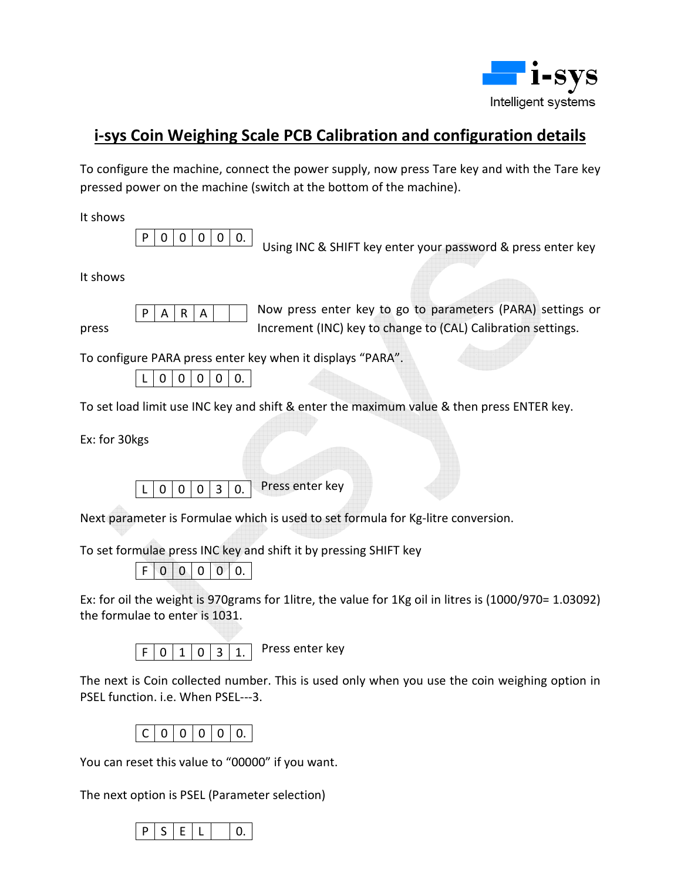i-sys
Intelligent systems

# i-sys Coin Weighing Scale PCB Calibration and configuration details

To configure the machine, connect the power supply, now press Tare key and with the Tare key pressed power on the machine (switch at the bottom of the machine).

It shows

| P | 0 | 0 | 0 | 0 | 0. |
|---|---|---|---|---|---|

Using INC & SHIFT key enter your password & press enter key

It shows

| P | A | R | A | | |
|---|---|---|---|---|---|

Now press enter key to go to parameters (PARA) settings or press Increment (INC) key to change to (CAL) Calibration settings.

To configure PARA press enter key when it displays "PARA".

| L | 0 | 0 | 0 | 0 | 0. |
|---|---|---|---|---|---|

To set load limit use INC key and shift & enter the maximum value & then press ENTER key.

Ex: for 30kgs

| L | 0 | 0 | 0 | 3 | 0. |
|---|---|---|---|---|---|

Press enter key

Next parameter is Formulae which is used to set formula for Kg-litre conversion.

To set formulae press INC key and shift it by pressing SHIFT key

| F | 0 | 0 | 0 | 0 | 0. |
|---|---|---|---|---|---|

Ex: for oil the weight is 970grams for 1litre, the value for 1Kg oil in litres is (1000/970= 1.03092) the formulae to enter is 1031.

| F | 0 | 1 | 0 | 3 | 1. |
|---|---|---|---|---|---|

Press enter key

The next is Coin collected number. This is used only when you use the coin weighing option in PSEL function. i.e. When PSEL---3.

| C | 0 | 0 | 0 | 0 | 0. |
|---|---|---|---|---|---|

You can reset this value to "00000" if you want.

The next option is PSEL (Parameter selection)

| P | S | E | L | | 0. |
|---|---|---|---|---|---|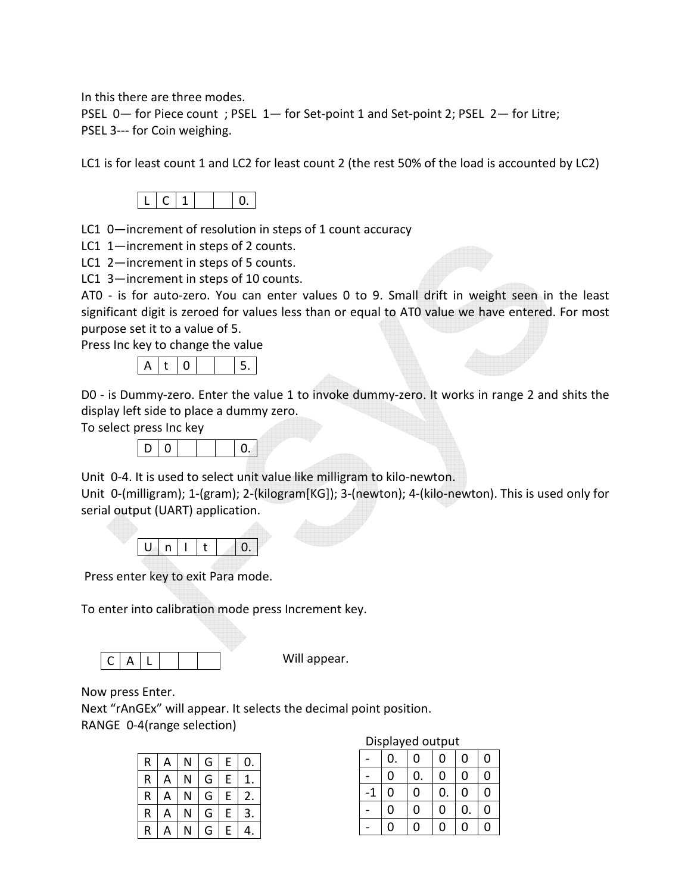In this there are three modes.

PSEL 0— for Piece count ; PSEL 1— for Set-point 1 and Set-point 2; PSEL 2— for Litre; PSEL 3--- for Coin weighing.

LC1 is for least count 1 and LC2 for least count 2 (the rest 50% of the load is accounted by LC2)

| L | C | 1 | | | 0. |
|---|---|---|---|---|---|

LC1 0—increment of resolution in steps of 1 count accuracy

LC1 1—increment in steps of 2 counts.

LC1 2—increment in steps of 5 counts.

LC1 3—increment in steps of 10 counts.

AT0 - is for auto-zero. You can enter values 0 to 9. Small drift in weight seen in the least significant digit is zeroed for values less than or equal to AT0 value we have entered. For most purpose set it to a value of 5.

Press Inc key to change the value

| A | t | 0 | | | 5. |
|---|---|---|---|---|---|

D0 - is Dummy-zero. Enter the value 1 to invoke dummy-zero. It works in range 2 and shits the display left side to place a dummy zero.

To select press Inc key

| D | 0 | | | | 0. |
|---|---|---|---|---|---|

Unit 0-4. It is used to select unit value like milligram to kilo-newton.

Unit 0-(milligram); 1-(gram); 2-(kilogram[KG]); 3-(newton); 4-(kilo-newton). This is used only for serial output (UART) application.

| U | n | I | t | | 0. |
|---|---|---|---|---|---|

Press enter key to exit Para mode.

To enter into calibration mode press Increment key.

| C | A | L | | | |
|---|---|---|---|---|---|

Will appear.

Now press Enter.

Next "rAnGEx" will appear. It selects the decimal point position.

RANGE 0-4(range selection)

| R | A | N | G | E | 0. |
|---|---|---|---|---|---|
| R | A | N | G | E | 1. |
| R | A | N | G | E | 2. |
| R | A | N | G | E | 3. |
| R | A | N | G | E | 4. |

Displayed output

| - | 0. | 0 | 0 | 0 | 0 |
|---|---|---|---|---|---|
| - | 0 | 0. | 0 | 0 | 0 |
| -1 | 0 | 0 | 0. | 0 | 0 |
| - | 0 | 0 | 0 | 0. | 0 |
| - | 0 | 0 | 0 | 0 | 0 |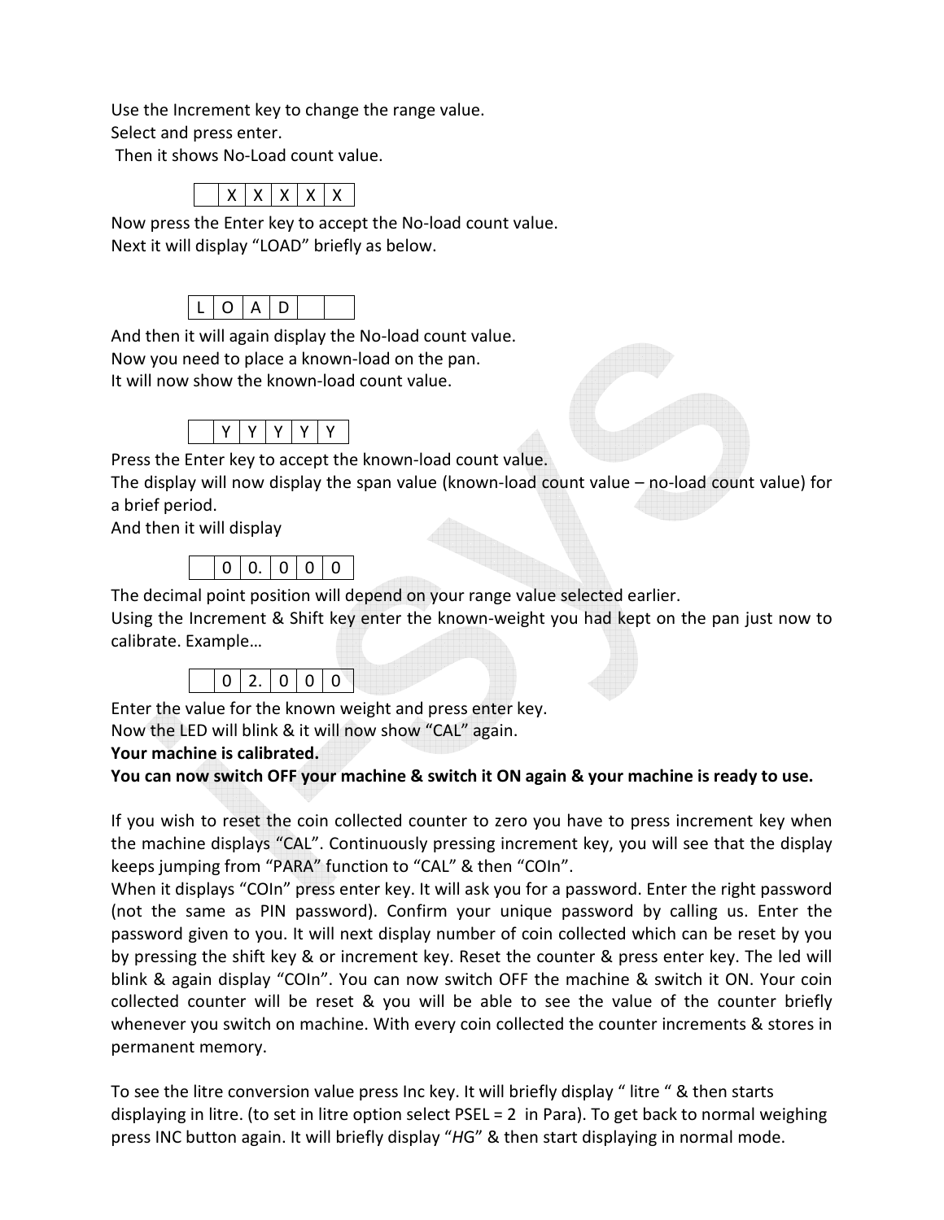Use the Increment key to change the range value.
Select and press enter.
Then it shows No-Load count value.

| | X | X | X | X | X |
|---|---|---|---|---|---|

Now press the Enter key to accept the No-load count value.
Next it will display "LOAD" briefly as below.

| L | O | A | D | | |
|---|---|---|---|---|---|

And then it will again display the No-load count value.
Now you need to place a known-load on the pan.
It will now show the known-load count value.

| | Y | Y | Y | Y | Y |
|---|---|---|---|---|---|

Press the Enter key to accept the known-load count value.
The display will now display the span value (known-load count value – no-load count value) for a brief period.
And then it will display

| | 0 | 0. | 0 | 0 | 0 |
|---|---|---|---|---|---|

The decimal point position will depend on your range value selected earlier.
Using the Increment & Shift key enter the known-weight you had kept on the pan just now to calibrate. Example…

| | 0 | 2. | 0 | 0 | 0 |
|---|---|---|---|---|---|

Enter the value for the known weight and press enter key.
Now the LED will blink & it will now show "CAL" again.
**Your machine is calibrated.**
**You can now switch OFF your machine & switch it ON again & your machine is ready to use.**

If you wish to reset the coin collected counter to zero you have to press increment key when the machine displays "CAL". Continuously pressing increment key, you will see that the display keeps jumping from "PARA" function to "CAL" & then "COIn".
When it displays "COIn" press enter key. It will ask you for a password. Enter the right password (not the same as PIN password). Confirm your unique password by calling us. Enter the password given to you. It will next display number of coin collected which can be reset by you by pressing the shift key & or increment key. Reset the counter & press enter key. The led will blink & again display "COIn". You can now switch OFF the machine & switch it ON. Your coin collected counter will be reset & you will be able to see the value of the counter briefly whenever you switch on machine. With every coin collected the counter increments & stores in permanent memory.

To see the litre conversion value press Inc key. It will briefly display " litre " & then starts displaying in litre. (to set in litre option select PSEL = 2 in Para). To get back to normal weighing press INC button again. It will briefly display "*H*G" & then start displaying in normal mode.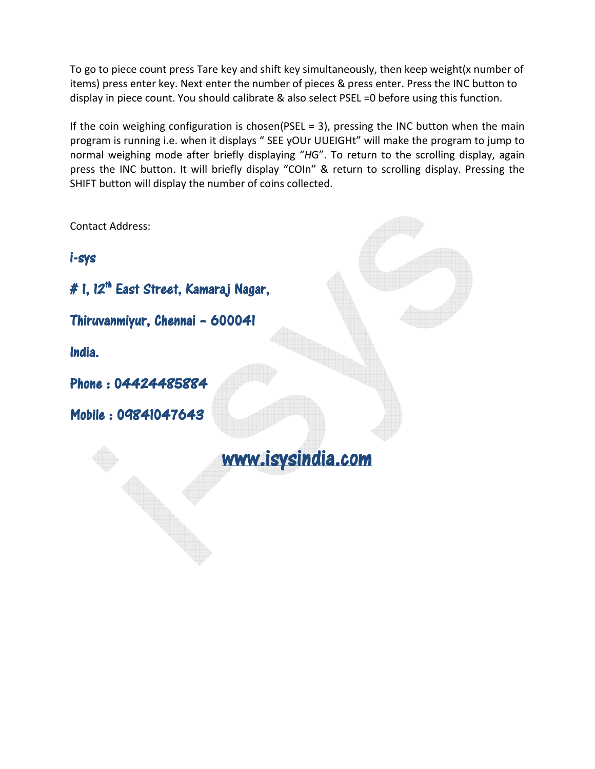To go to piece count press Tare key and shift key simultaneously, then keep weight(x number of items) press enter key. Next enter the number of pieces & press enter. Press the INC button to display in piece count. You should calibrate & also select PSEL =0 before using this function.

If the coin weighing configuration is chosen(PSEL = 3), pressing the INC button when the main program is running i.e. when it displays " SEE yOUr UUEIGHt" will make the program to jump to normal weighing mode after briefly displaying "*H*G". To return to the scrolling display, again press the INC button. It will briefly display "COIn" & return to scrolling display. Pressing the SHIFT button will display the number of coins collected.

Contact Address:

**i-sys**

**# 1, 12th East Street, Kamaraj Nagar,**

**Thiruvanmiyur, Chennai – 600041**

**India.**

**Phone : 04424485884**

**Mobile : 09841047643**

**www.isysindia.com**